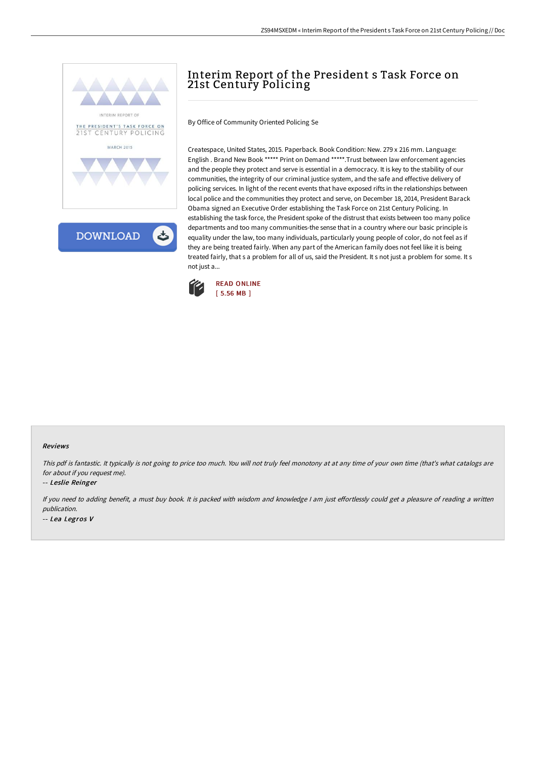# Interim Report of the President s Task Force on 21st Century Policing

By Office of Community Oriented Policing Se

Createspace, United States, 2015. Paperback. Book Condition: New. 279 x 216 mm. Language: English . Brand New Book ***** Print on Demand *****.Trust between law enforcement agencies and the people they protect and serve is essential in a democracy. It is key to the stability of our communities, the integrity of our criminal justice system, and the safe and effective delivery of policing services. In light of the recent events that have exposed rifts in the relationships between local police and the communities they protect and serve, on December 18, 2014, President Barack Obama signed an Executive Order establishing the Task Force on 21st Century Policing. In establishing the task force, the President spoke of the distrust that exists between too many police departments and too many communities-the sense that in a country where our basic principle is equality under the law, too many individuals, particularly young people of color, do not feel as if they are being treated fairly. When any part of the American family does not feel like it is being treated fairly, that s a problem for all of us, said the President. It s not just a problem for some. It s not just a...

READ ONLINE
[ 5.56 MB ]

#### Reviews

*This pdf is fantastic. It typically is not going to price too much. You will not truly feel monotony at at any time of your own time (that's what catalogs are for about if you request me).*

-- *Leslie Reinger*

*If you need to adding benefit, a must buy book. It is packed with wisdom and knowledge I am just effortlessly could get a pleasure of reading a written publication.*

-- *Lea Legros V*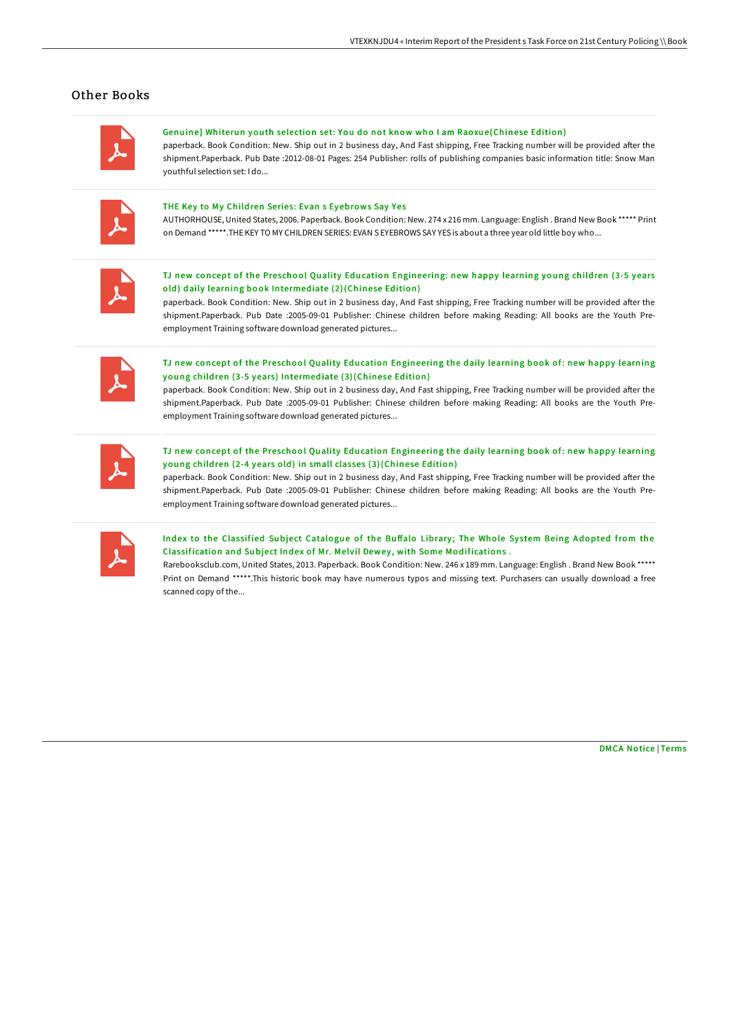## Other Books

**Genuine] Whiterun youth selection set: You do not know who I am Raoxue(Chinese Edition)**

paperback. Book Condition: New. Ship out in 2 business day, And Fast shipping, Free Tracking number will be provided after the shipment.Paperback. Pub Date :2012-08-01 Pages: 254 Publisher: rolls of publishing companies basic information title: Snow Man youthful selection set: I do...

**THE Key to My Children Series: Evan s Eyebrows Say Yes**

AUTHORHOUSE, United States, 2006. Paperback. Book Condition: New. 274 x 216 mm. Language: English . Brand New Book ***** Print on Demand *****.THE KEY TO MY CHILDREN SERIES: EVAN S EYEBROWS SAY YES is about a three year old little boy who...

**TJ new concept of the Preschool Quality Education Engineering: new happy learning young children (3-5 years old) daily learning book Intermediate (2)(Chinese Edition)**

paperback. Book Condition: New. Ship out in 2 business day, And Fast shipping, Free Tracking number will be provided after the shipment.Paperback. Pub Date :2005-09-01 Publisher: Chinese children before making Reading: All books are the Youth Pre-employment Training software download generated pictures...

**TJ new concept of the Preschool Quality Education Engineering the daily learning book of: new happy learning young children (3-5 years) Intermediate (3)(Chinese Edition)**

paperback. Book Condition: New. Ship out in 2 business day, And Fast shipping, Free Tracking number will be provided after the shipment.Paperback. Pub Date :2005-09-01 Publisher: Chinese children before making Reading: All books are the Youth Pre-employment Training software download generated pictures...

**TJ new concept of the Preschool Quality Education Engineering the daily learning book of: new happy learning young children (2-4 years old) in small classes (3)(Chinese Edition)**

paperback. Book Condition: New. Ship out in 2 business day, And Fast shipping, Free Tracking number will be provided after the shipment.Paperback. Pub Date :2005-09-01 Publisher: Chinese children before making Reading: All books are the Youth Pre-employment Training software download generated pictures...

**Index to the Classified Subject Catalogue of the Buffalo Library; The Whole System Being Adopted from the Classification and Subject Index of Mr. Melvil Dewey, with Some Modifications .**

Rarebooksclub.com, United States, 2013. Paperback. Book Condition: New. 246 x 189 mm. Language: English . Brand New Book ***** Print on Demand *****.This historic book may have numerous typos and missing text. Purchasers can usually download a free scanned copy of the...